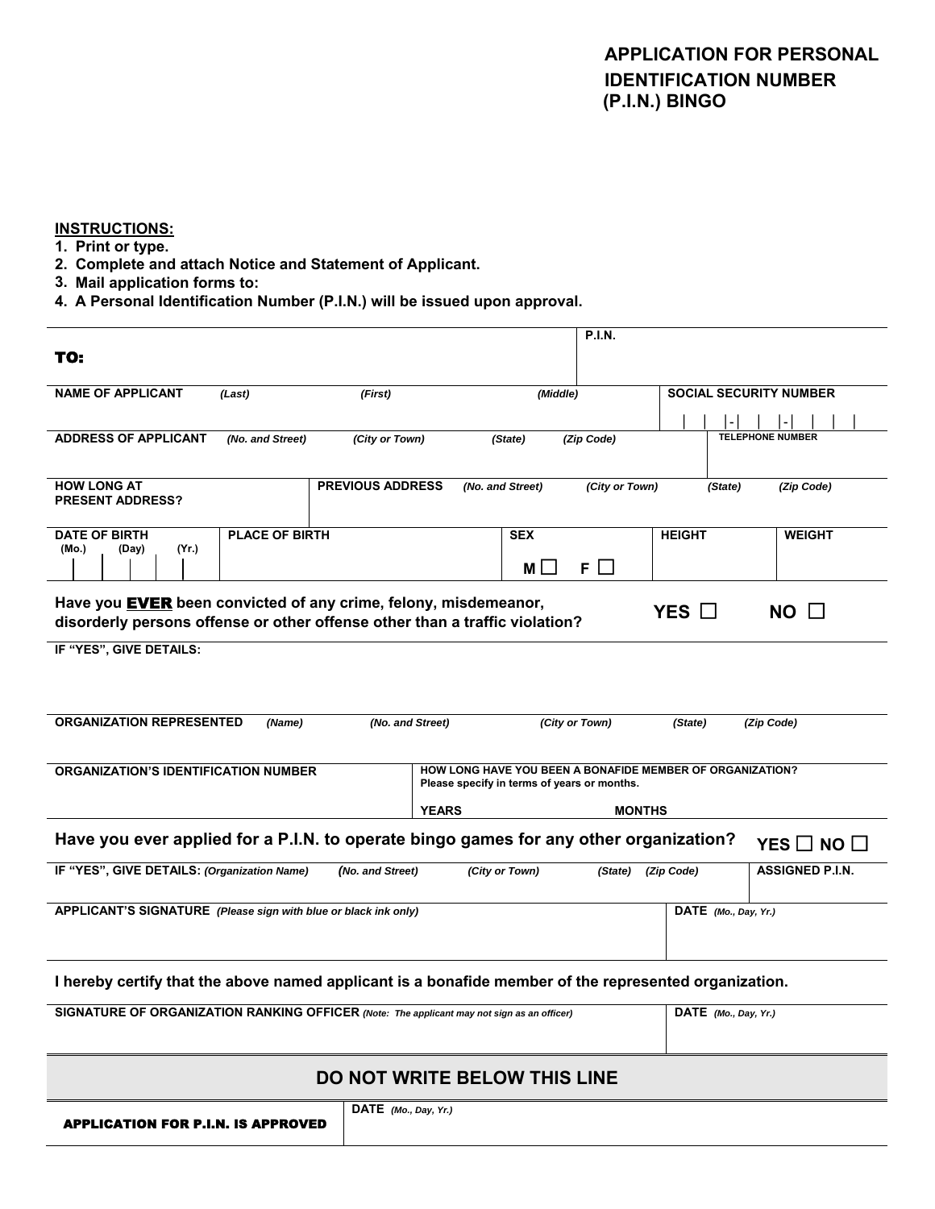# APPLICATION FOR PERSONAL IDENTIFICATION NUMBER (P.I.N.) BINGO

**INSTRUCTIONS:**

1. **Print or type.**
2. **Complete and attach Notice and Statement of Applicant.**
3. **Mail application forms to:**
4. **A Personal Identification Number (P.I.N.) will be issued upon approval.**

| | | | | | |
|---|---|---|---|---|---|
| **TO:** | | | **P.I.N.** | | |
| **NAME OF APPLICANT** *(Last)* *(First)* *(Middle)* | | | | **SOCIAL SECURITY NUMBER** - - | |
| **ADDRESS OF APPLICANT** *(No. and Street)* *(City or Town)* *(State)* *(Zip Code)* | | | | **TELEPHONE NUMBER** | |
| **HOW LONG AT PRESENT ADDRESS?** | **PREVIOUS ADDRESS** *(No. and Street)* *(City or Town)* *(State)* *(Zip Code)* | | | | |
| **DATE OF BIRTH** (Mo.) (Day) (Yr.) | **PLACE OF BIRTH** | **SEX** M ☐ F ☐ | | **HEIGHT** | **WEIGHT** |

**Have you EVER been convicted of any crime, felony, misdemeanor, disorderly persons offense or other offense other than a traffic violation?** **YES ☐** **NO ☐**

| |
|---|
| **IF "YES", GIVE DETAILS:** |

| | |
|---|---|
| **ORGANIZATION REPRESENTED** *(Name)* *(No. and Street)* *(City or Town)* *(State)* *(Zip Code)* | |
| **ORGANIZATION'S IDENTIFICATION NUMBER** | **HOW LONG HAVE YOU BEEN A BONAFIDE MEMBER OF ORGANIZATION?** Please specify in terms of years or months. **YEARS** **MONTHS** |

**Have you ever applied for a P.I.N. to operate bingo games for any other organization?** **YES ☐ NO ☐**

| | |
|---|---|
| **IF "YES", GIVE DETAILS:** *(Organization Name)* *(No. and Street)* *(City or Town)* *(State)* *(Zip Code)* | **ASSIGNED P.I.N.** |
| **APPLICANT'S SIGNATURE** *(Please sign with blue or black ink only)* | **DATE** *(Mo., Day, Yr.)* |

**I hereby certify that the above named applicant is a bonafide member of the represented organization.**

| | |
|---|---|
| **SIGNATURE OF ORGANIZATION RANKING OFFICER** *(Note: The applicant may not sign as an officer)* | **DATE** *(Mo., Day, Yr.)* |

## DO NOT WRITE BELOW THIS LINE

| | |
|---|---|
| **APPLICATION FOR P.I.N. IS APPROVED** | **DATE** *(Mo., Day, Yr.)* |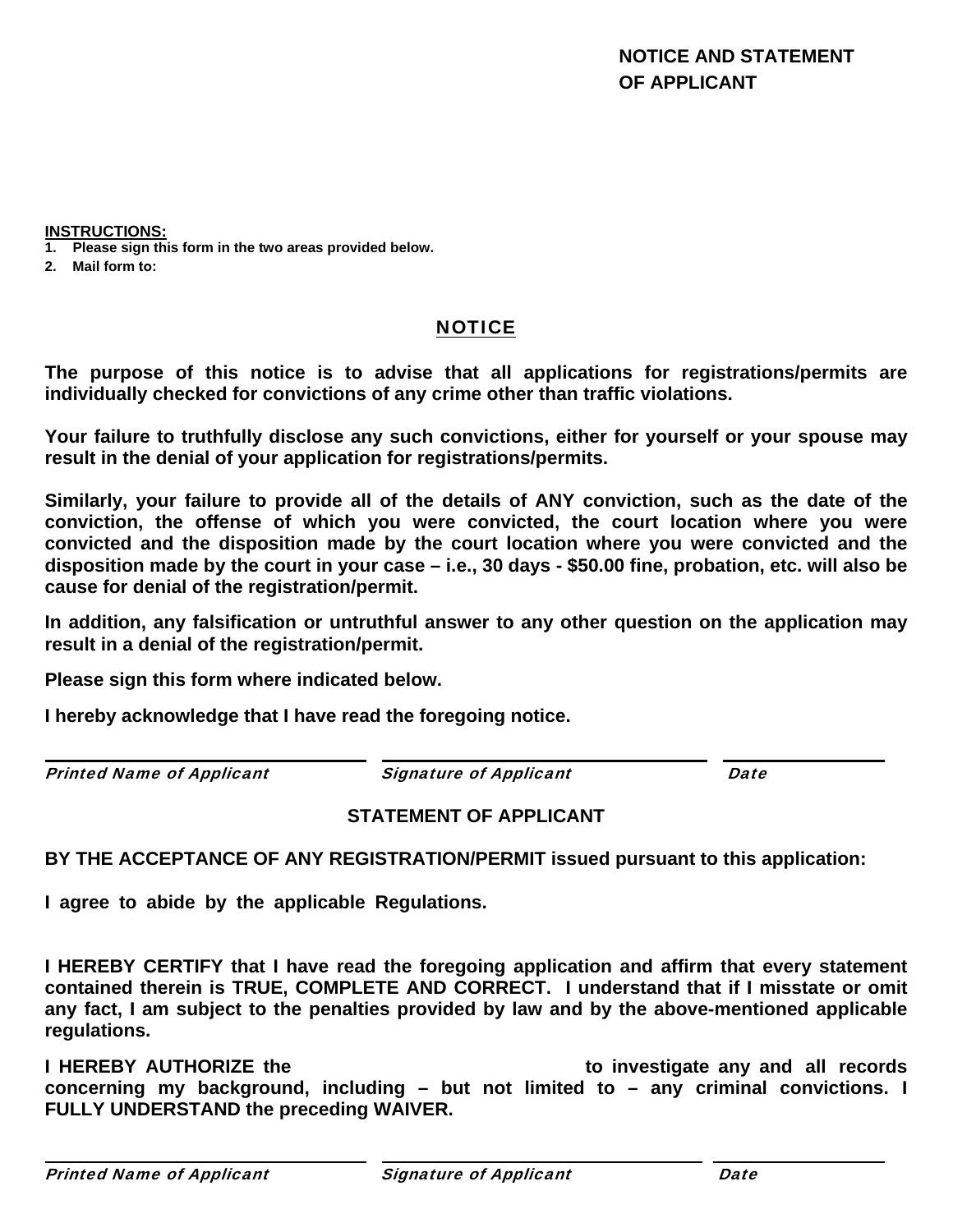# NOTICE AND STATEMENT OF APPLICANT

**INSTRUCTIONS:**

1. **Please sign this form in the two areas provided below.**
2. **Mail form to:**

## NOTICE

**The purpose of this notice is to advise that all applications for registrations/permits are individually checked for convictions of any crime other than traffic violations.**

**Your failure to truthfully disclose any such convictions, either for yourself or your spouse may result in the denial of your application for registrations/permits.**

**Similarly, your failure to provide all of the details of ANY conviction, such as the date of the conviction, the offense of which you were convicted, the court location where you were convicted and the disposition made by the court location where you were convicted and the disposition made by the court in your case – i.e., 30 days - $50.00 fine, probation, etc. will also be cause for denial of the registration/permit.**

**In addition, any falsification or untruthful answer to any other question on the application may result in a denial of the registration/permit.**

**Please sign this form where indicated below.**

**I hereby acknowledge that I have read the foregoing notice.**

| | | |
|---|---|---|
| *Printed Name of Applicant* | *Signature of Applicant* | *Date* |

## STATEMENT OF APPLICANT

**BY THE ACCEPTANCE OF ANY REGISTRATION/PERMIT issued pursuant to this application:**

**I agree to abide by the applicable Regulations.**

**I HEREBY CERTIFY that I have read the foregoing application and affirm that every statement contained therein is TRUE, COMPLETE AND CORRECT. I understand that if I misstate or omit any fact, I am subject to the penalties provided by law and by the above-mentioned applicable regulations.**

**I HEREBY AUTHORIZE the to investigate any and all records concerning my background, including – but not limited to – any criminal convictions. I FULLY UNDERSTAND the preceding WAIVER.**

| | | |
|---|---|---|
| *Printed Name of Applicant* | *Signature of Applicant* | *Date* |